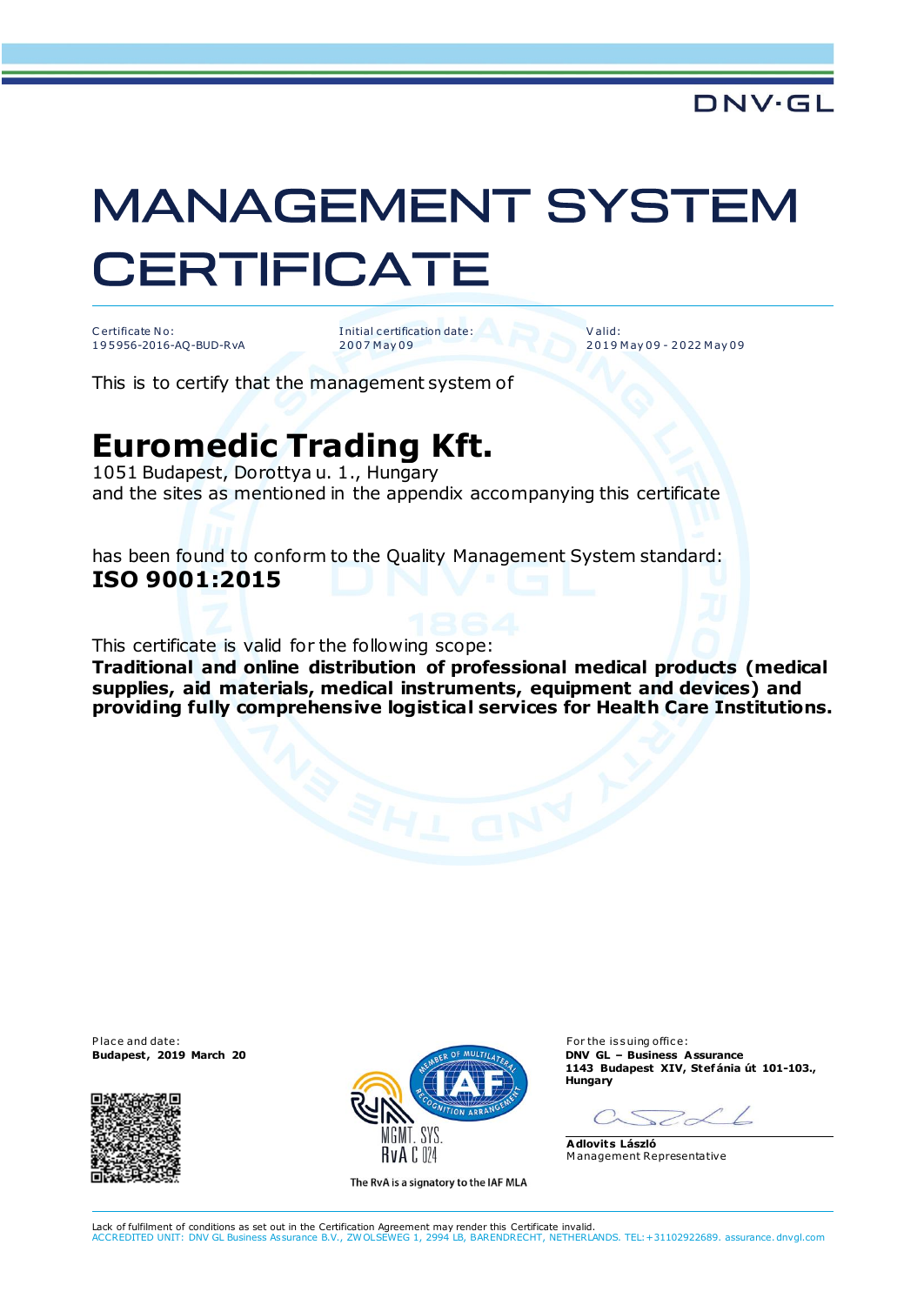DNV·GL

# MANAGEMENT SYSTEM CERTIFICATE

Certificate No:
195956-2016-AQ-BUD-RvA

Initial certification date:
2007 May 09

Valid:
2019 May 09 - 2022 May 09

This is to certify that the management system of

## Euromedic Trading Kft.

1051 Budapest, Dorottya u. 1., Hungary
and the sites as mentioned in the appendix accompanying this certificate

has been found to conform to the Quality Management System standard:
**ISO 9001:2015**

This certificate is valid for the following scope:
**Traditional and online distribution of professional medical products (medical supplies, aid materials, medical instruments, equipment and devices) and providing fully comprehensive logistical services for Health Care Institutions.**

Place and date:
**Budapest, 2019 March 20**

MGMT. SYS.
RvA C 024

The RvA is a signatory to the IAF MLA

For the issuing office:
**DNV GL – Business Assurance**
**1143 Budapest XIV, Stefánia út 101-103., Hungary**

**Adlovits László**
Management Representative

Lack of fulfilment of conditions as set out in the Certification Agreement may render this Certificate invalid.
ACCREDITED UNIT: DNV GL Business Assurance B.V., ZWOLSEWEG 1, 2994 LB, BARENDRECHT, NETHERLANDS. TEL:+31102922689. assurance.dnvgl.com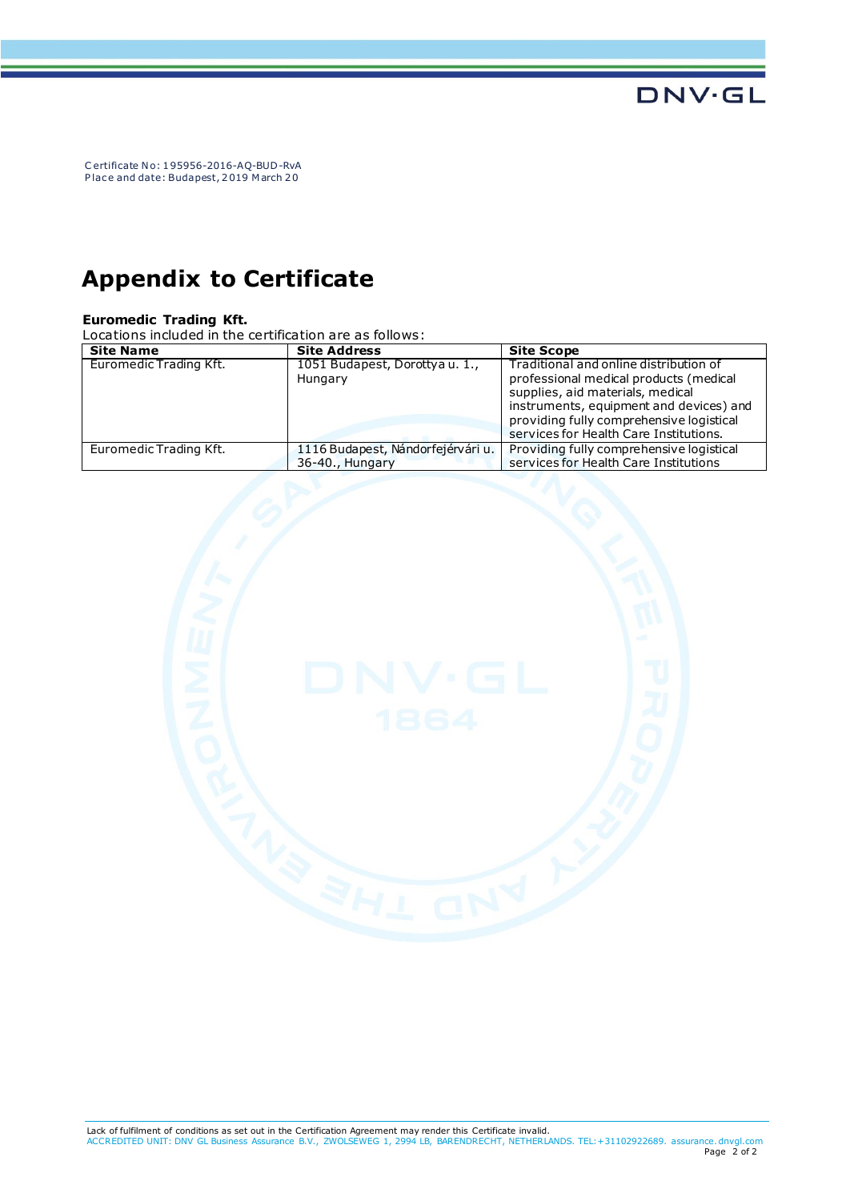Certificate No: 195956-2016-AQ-BUD-RvA
Place and date: Budapest, 2019 March 20

# Appendix to Certificate

**Euromedic Trading Kft.**
Locations included in the certification are as follows:

| Site Name | Site Address | Site Scope |
|---|---|---|
| Euromedic Trading Kft. | 1051 Budapest, Dorottya u. 1., Hungary | Traditional and online distribution of professional medical products (medical supplies, aid materials, medical instruments, equipment and devices) and providing fully comprehensive logistical services for Health Care Institutions. |
| Euromedic Trading Kft. | 1116 Budapest, Nándorfejérvári u. 36-40., Hungary | Providing fully comprehensive logistical services for Health Care Institutions |

Lack of fulfilment of conditions as set out in the Certification Agreement may render this Certificate invalid.
ACCREDITED UNIT: DNV GL Business Assurance B.V., ZWOLSEWEG 1, 2994 LB, BARENDRECHT, NETHERLANDS. TEL:+31102922689. assurance.dnvgl.com